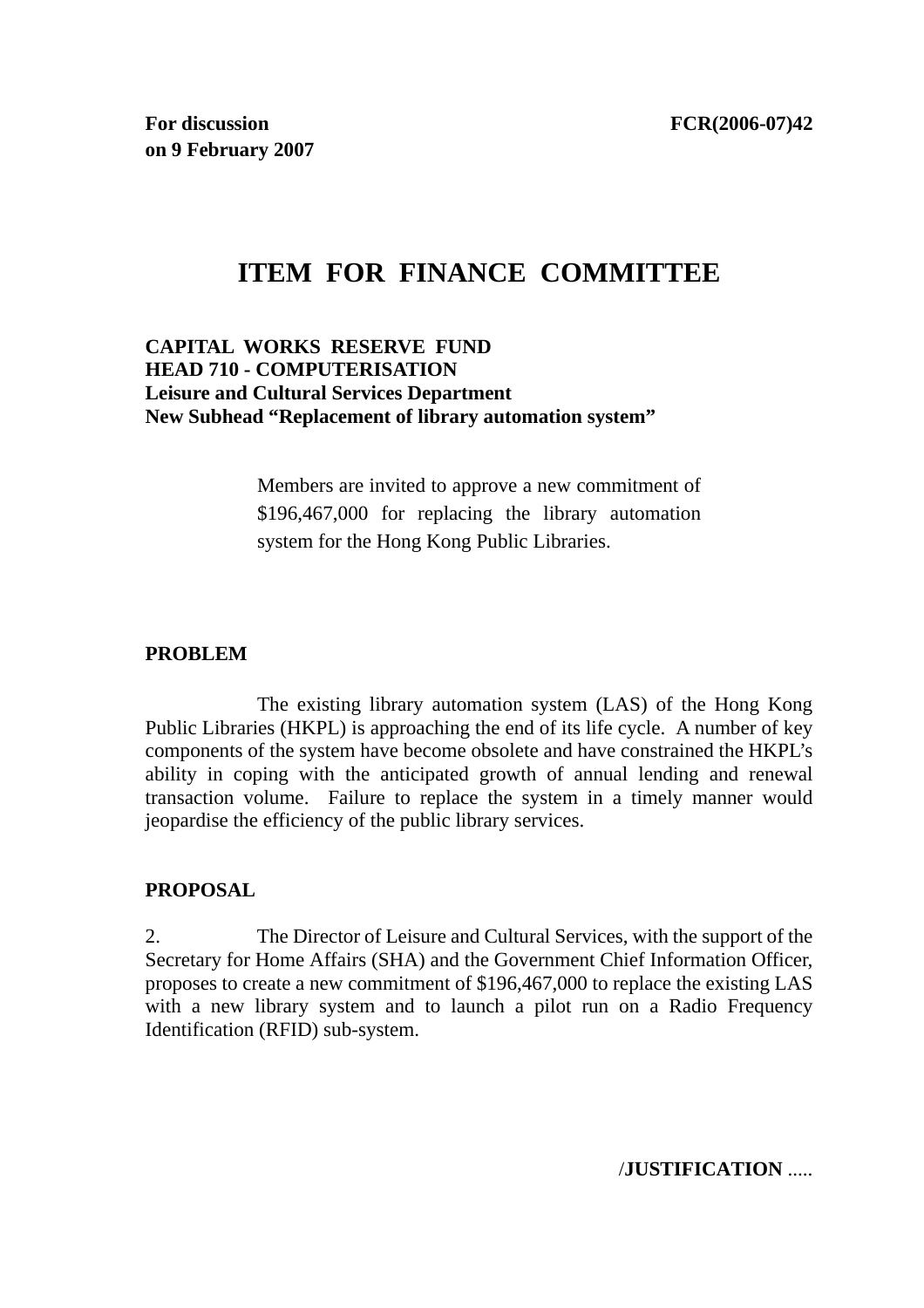**For discussion on 9 February 2007** **FCR(2006-07)42**

# ITEM FOR FINANCE COMMITTEE

**CAPITAL WORKS RESERVE FUND**
**HEAD 710 - COMPUTERISATION**
**Leisure and Cultural Services Department**
**New Subhead "Replacement of library automation system"**

> Members are invited to approve a new commitment of $196,467,000 for replacing the library automation system for the Hong Kong Public Libraries.

## PROBLEM

The existing library automation system (LAS) of the Hong Kong Public Libraries (HKPL) is approaching the end of its life cycle. A number of key components of the system have become obsolete and have constrained the HKPL's ability in coping with the anticipated growth of annual lending and renewal transaction volume. Failure to replace the system in a timely manner would jeopardise the efficiency of the public library services.

## PROPOSAL

2. The Director of Leisure and Cultural Services, with the support of the Secretary for Home Affairs (SHA) and the Government Chief Information Officer, proposes to create a new commitment of $196,467,000 to replace the existing LAS with a new library system and to launch a pilot run on a Radio Frequency Identification (RFID) sub-system.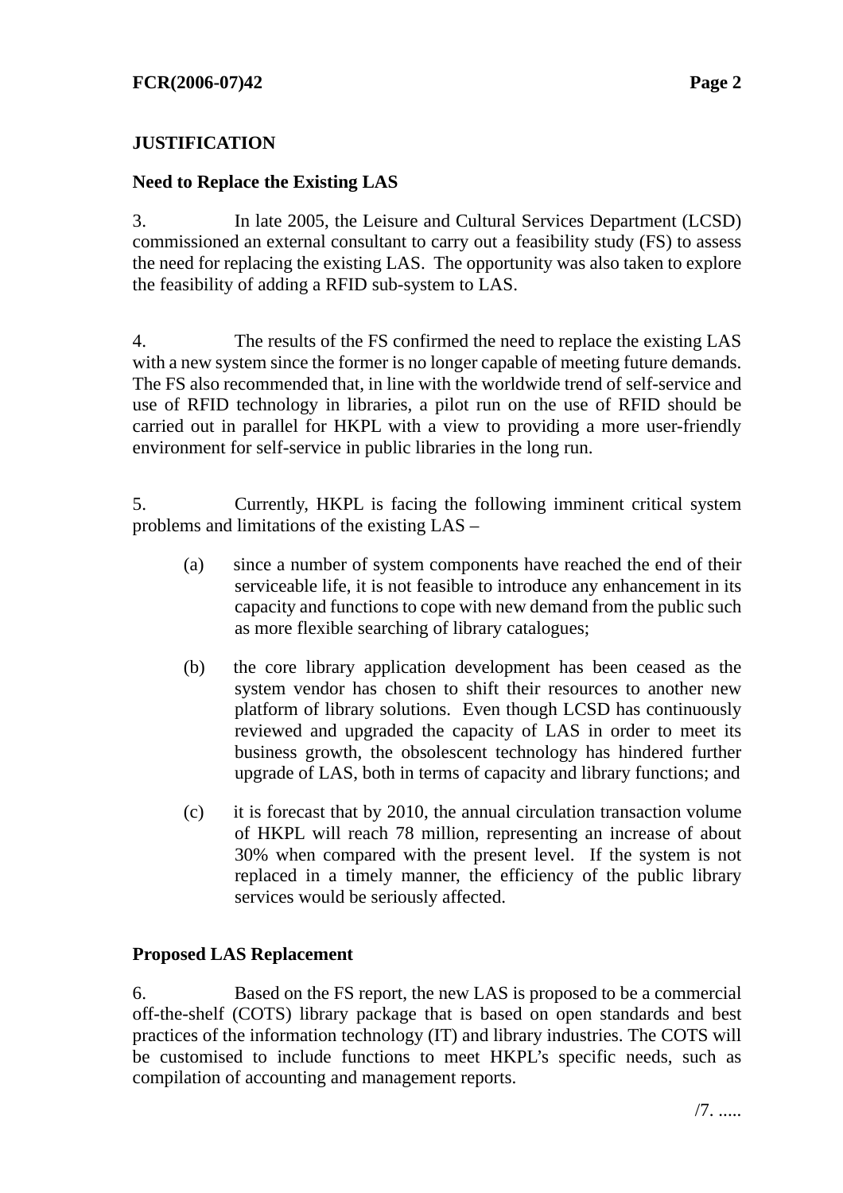## JUSTIFICATION

### Need to Replace the Existing LAS

3. In late 2005, the Leisure and Cultural Services Department (LCSD) commissioned an external consultant to carry out a feasibility study (FS) to assess the need for replacing the existing LAS. The opportunity was also taken to explore the feasibility of adding a RFID sub-system to LAS.

4. The results of the FS confirmed the need to replace the existing LAS with a new system since the former is no longer capable of meeting future demands. The FS also recommended that, in line with the worldwide trend of self-service and use of RFID technology in libraries, a pilot run on the use of RFID should be carried out in parallel for HKPL with a view to providing a more user-friendly environment for self-service in public libraries in the long run.

5. Currently, HKPL is facing the following imminent critical system problems and limitations of the existing LAS –

(a) since a number of system components have reached the end of their serviceable life, it is not feasible to introduce any enhancement in its capacity and functions to cope with new demand from the public such as more flexible searching of library catalogues;

(b) the core library application development has been ceased as the system vendor has chosen to shift their resources to another new platform of library solutions. Even though LCSD has continuously reviewed and upgraded the capacity of LAS in order to meet its business growth, the obsolescent technology has hindered further upgrade of LAS, both in terms of capacity and library functions; and

(c) it is forecast that by 2010, the annual circulation transaction volume of HKPL will reach 78 million, representing an increase of about 30% when compared with the present level. If the system is not replaced in a timely manner, the efficiency of the public library services would be seriously affected.

### Proposed LAS Replacement

6. Based on the FS report, the new LAS is proposed to be a commercial off-the-shelf (COTS) library package that is based on open standards and best practices of the information technology (IT) and library industries. The COTS will be customised to include functions to meet HKPL's specific needs, such as compilation of accounting and management reports.

/7. .....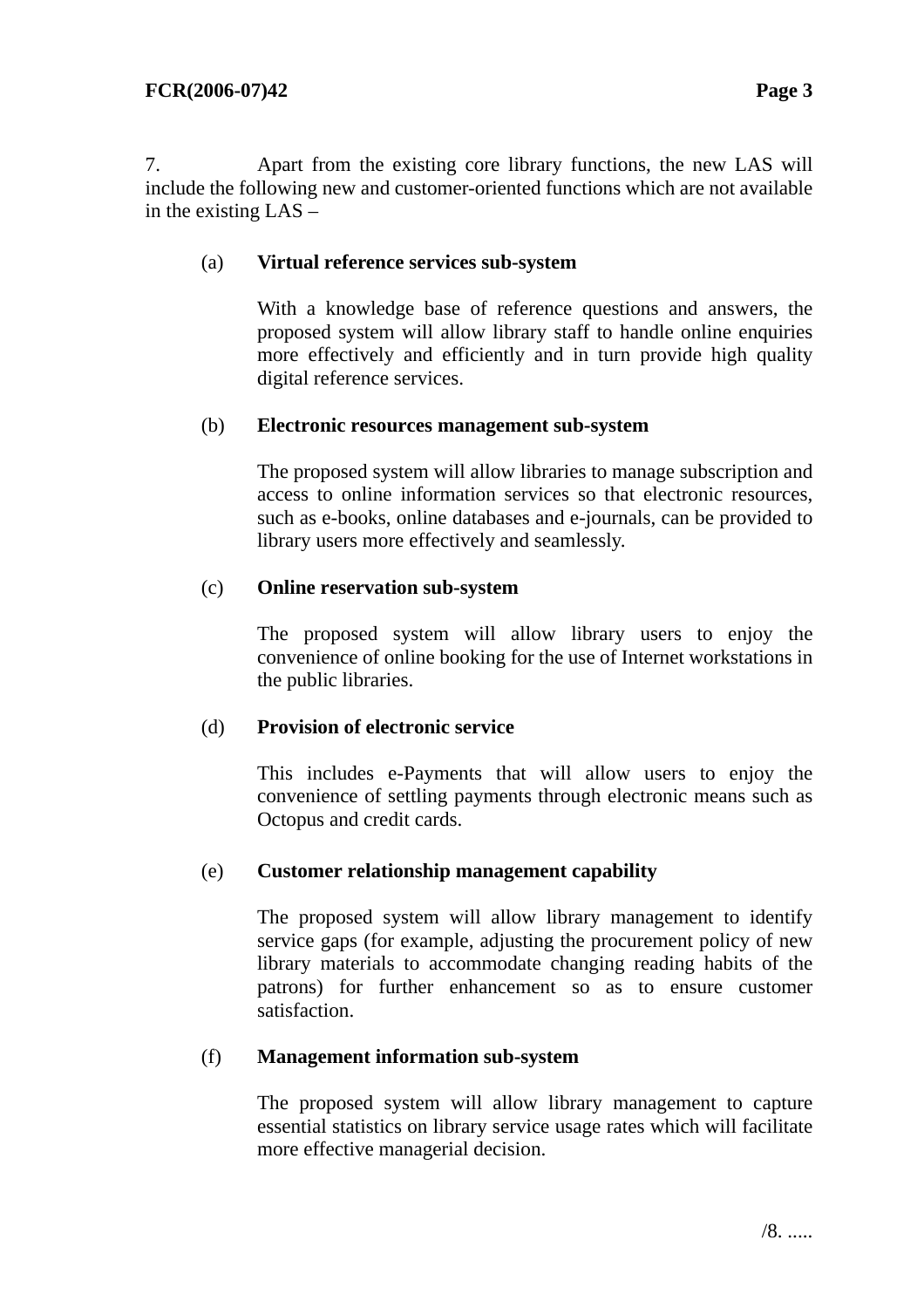7. Apart from the existing core library functions, the new LAS will include the following new and customer-oriented functions which are not available in the existing LAS –

(a) **Virtual reference services sub-system**

With a knowledge base of reference questions and answers, the proposed system will allow library staff to handle online enquiries more effectively and efficiently and in turn provide high quality digital reference services.

(b) **Electronic resources management sub-system**

The proposed system will allow libraries to manage subscription and access to online information services so that electronic resources, such as e-books, online databases and e-journals, can be provided to library users more effectively and seamlessly.

(c) **Online reservation sub-system**

The proposed system will allow library users to enjoy the convenience of online booking for the use of Internet workstations in the public libraries.

(d) **Provision of electronic service**

This includes e-Payments that will allow users to enjoy the convenience of settling payments through electronic means such as Octopus and credit cards.

(e) **Customer relationship management capability**

The proposed system will allow library management to identify service gaps (for example, adjusting the procurement policy of new library materials to accommodate changing reading habits of the patrons) for further enhancement so as to ensure customer satisfaction.

(f) **Management information sub-system**

The proposed system will allow library management to capture essential statistics on library service usage rates which will facilitate more effective managerial decision.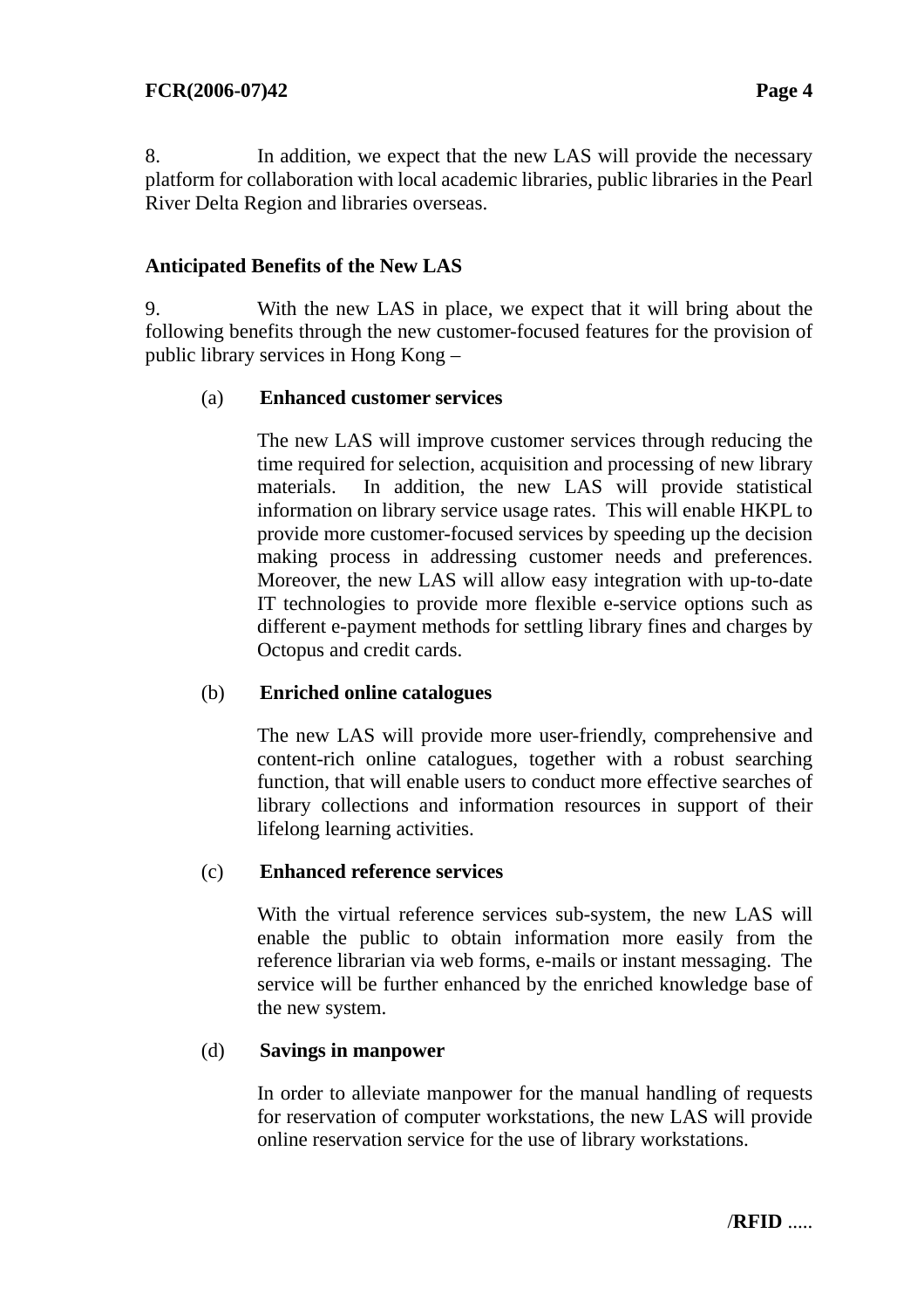8. In addition, we expect that the new LAS will provide the necessary platform for collaboration with local academic libraries, public libraries in the Pearl River Delta Region and libraries overseas.

**Anticipated Benefits of the New LAS**

9. With the new LAS in place, we expect that it will bring about the following benefits through the new customer-focused features for the provision of public library services in Hong Kong –

(a) **Enhanced customer services**

The new LAS will improve customer services through reducing the time required for selection, acquisition and processing of new library materials. In addition, the new LAS will provide statistical information on library service usage rates. This will enable HKPL to provide more customer-focused services by speeding up the decision making process in addressing customer needs and preferences. Moreover, the new LAS will allow easy integration with up-to-date IT technologies to provide more flexible e-service options such as different e-payment methods for settling library fines and charges by Octopus and credit cards.

(b) **Enriched online catalogues**

The new LAS will provide more user-friendly, comprehensive and content-rich online catalogues, together with a robust searching function, that will enable users to conduct more effective searches of library collections and information resources in support of their lifelong learning activities.

(c) **Enhanced reference services**

With the virtual reference services sub-system, the new LAS will enable the public to obtain information more easily from the reference librarian via web forms, e-mails or instant messaging. The service will be further enhanced by the enriched knowledge base of the new system.

(d) **Savings in manpower**

In order to alleviate manpower for the manual handling of requests for reservation of computer workstations, the new LAS will provide online reservation service for the use of library workstations.

/**RFID** .....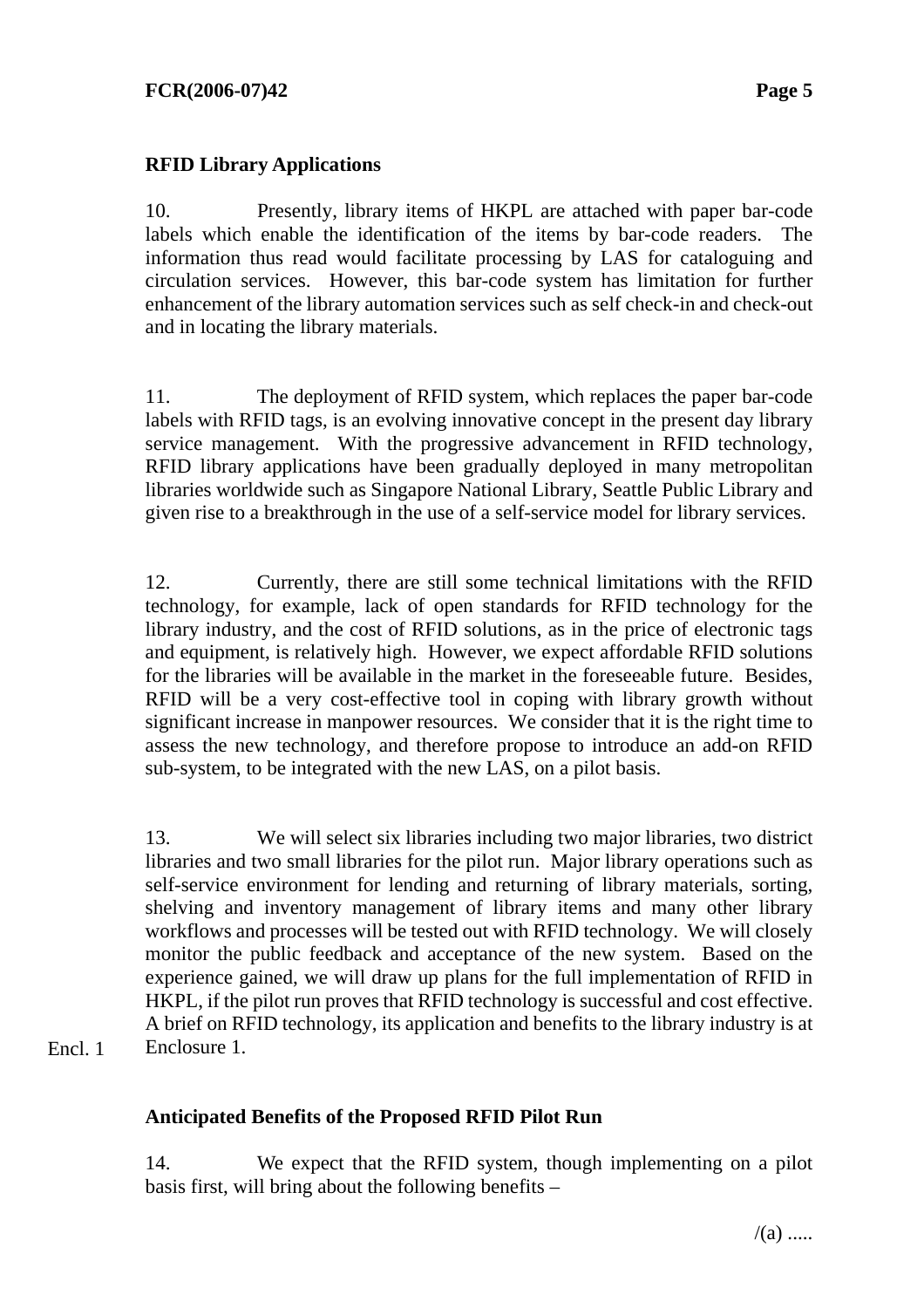**RFID Library Applications**

10. Presently, library items of HKPL are attached with paper bar-code labels which enable the identification of the items by bar-code readers. The information thus read would facilitate processing by LAS for cataloguing and circulation services. However, this bar-code system has limitation for further enhancement of the library automation services such as self check-in and check-out and in locating the library materials.

11. The deployment of RFID system, which replaces the paper bar-code labels with RFID tags, is an evolving innovative concept in the present day library service management. With the progressive advancement in RFID technology, RFID library applications have been gradually deployed in many metropolitan libraries worldwide such as Singapore National Library, Seattle Public Library and given rise to a breakthrough in the use of a self-service model for library services.

12. Currently, there are still some technical limitations with the RFID technology, for example, lack of open standards for RFID technology for the library industry, and the cost of RFID solutions, as in the price of electronic tags and equipment, is relatively high. However, we expect affordable RFID solutions for the libraries will be available in the market in the foreseeable future. Besides, RFID will be a very cost-effective tool in coping with library growth without significant increase in manpower resources. We consider that it is the right time to assess the new technology, and therefore propose to introduce an add-on RFID sub-system, to be integrated with the new LAS, on a pilot basis.

13. We will select six libraries including two major libraries, two district libraries and two small libraries for the pilot run. Major library operations such as self-service environment for lending and returning of library materials, sorting, shelving and inventory management of library items and many other library workflows and processes will be tested out with RFID technology. We will closely monitor the public feedback and acceptance of the new system. Based on the experience gained, we will draw up plans for the full implementation of RFID in HKPL, if the pilot run proves that RFID technology is successful and cost effective. A brief on RFID technology, its application and benefits to the library industry is at Enclosure 1.

Encl. 1

**Anticipated Benefits of the Proposed RFID Pilot Run**

14. We expect that the RFID system, though implementing on a pilot basis first, will bring about the following benefits –

/(a) .....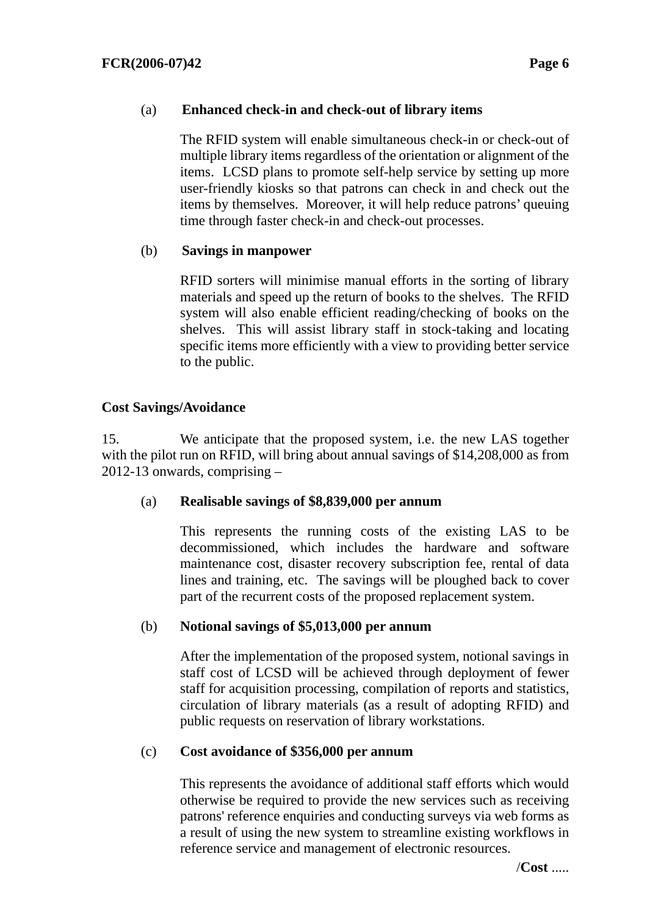(a) **Enhanced check-in and check-out of library items**

The RFID system will enable simultaneous check-in or check-out of multiple library items regardless of the orientation or alignment of the items. LCSD plans to promote self-help service by setting up more user-friendly kiosks so that patrons can check in and check out the items by themselves. Moreover, it will help reduce patrons' queuing time through faster check-in and check-out processes.

(b) **Savings in manpower**

RFID sorters will minimise manual efforts in the sorting of library materials and speed up the return of books to the shelves. The RFID system will also enable efficient reading/checking of books on the shelves. This will assist library staff in stock-taking and locating specific items more efficiently with a view to providing better service to the public.

**Cost Savings/Avoidance**

15. We anticipate that the proposed system, i.e. the new LAS together with the pilot run on RFID, will bring about annual savings of $14,208,000 as from 2012-13 onwards, comprising –

(a) **Realisable savings of $8,839,000 per annum**

This represents the running costs of the existing LAS to be decommissioned, which includes the hardware and software maintenance cost, disaster recovery subscription fee, rental of data lines and training, etc. The savings will be ploughed back to cover part of the recurrent costs of the proposed replacement system.

(b) **Notional savings of $5,013,000 per annum**

After the implementation of the proposed system, notional savings in staff cost of LCSD will be achieved through deployment of fewer staff for acquisition processing, compilation of reports and statistics, circulation of library materials (as a result of adopting RFID) and public requests on reservation of library workstations.

(c) **Cost avoidance of $356,000 per annum**

This represents the avoidance of additional staff efforts which would otherwise be required to provide the new services such as receiving patrons' reference enquiries and conducting surveys via web forms as a result of using the new system to streamline existing workflows in reference service and management of electronic resources.

/**Cost** .....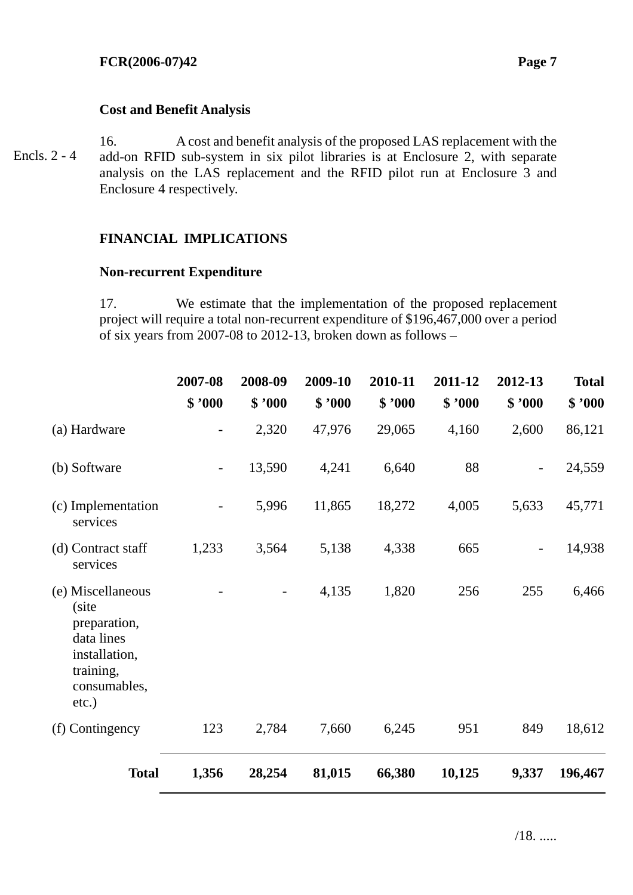**Cost and Benefit Analysis**

Encls. 2 - 4

16. A cost and benefit analysis of the proposed LAS replacement with the add-on RFID sub-system in six pilot libraries is at Enclosure 2, with separate analysis on the LAS replacement and the RFID pilot run at Enclosure 3 and Enclosure 4 respectively.

## FINANCIAL IMPLICATIONS

**Non-recurrent Expenditure**

17. We estimate that the implementation of the proposed replacement project will require a total non-recurrent expenditure of $196,467,000 over a period of six years from 2007-08 to 2012-13, broken down as follows –

| | **2007-08** | **2008-09** | **2009-10** | **2010-11** | **2011-12** | **2012-13** | **Total** |
|---|---|---|---|---|---|---|---|
| | **$ '000** | **$ '000** | **$ '000** | **$ '000** | **$ '000** | **$ '000** | **$ '000** |
| (a) Hardware | - | 2,320 | 47,976 | 29,065 | 4,160 | 2,600 | 86,121 |
| (b) Software | - | 13,590 | 4,241 | 6,640 | 88 | - | 24,559 |
| (c) Implementation services | - | 5,996 | 11,865 | 18,272 | 4,005 | 5,633 | 45,771 |
| (d) Contract staff services | 1,233 | 3,564 | 5,138 | 4,338 | 665 | - | 14,938 |
| (e) Miscellaneous (site preparation, data lines installation, training, consumables, etc.) | - | - | 4,135 | 1,820 | 256 | 255 | 6,466 |
| (f) Contingency | 123 | 2,784 | 7,660 | 6,245 | 951 | 849 | 18,612 |
| **Total** | **1,356** | **28,254** | **81,015** | **66,380** | **10,125** | **9,337** | **196,467** |

/18. .....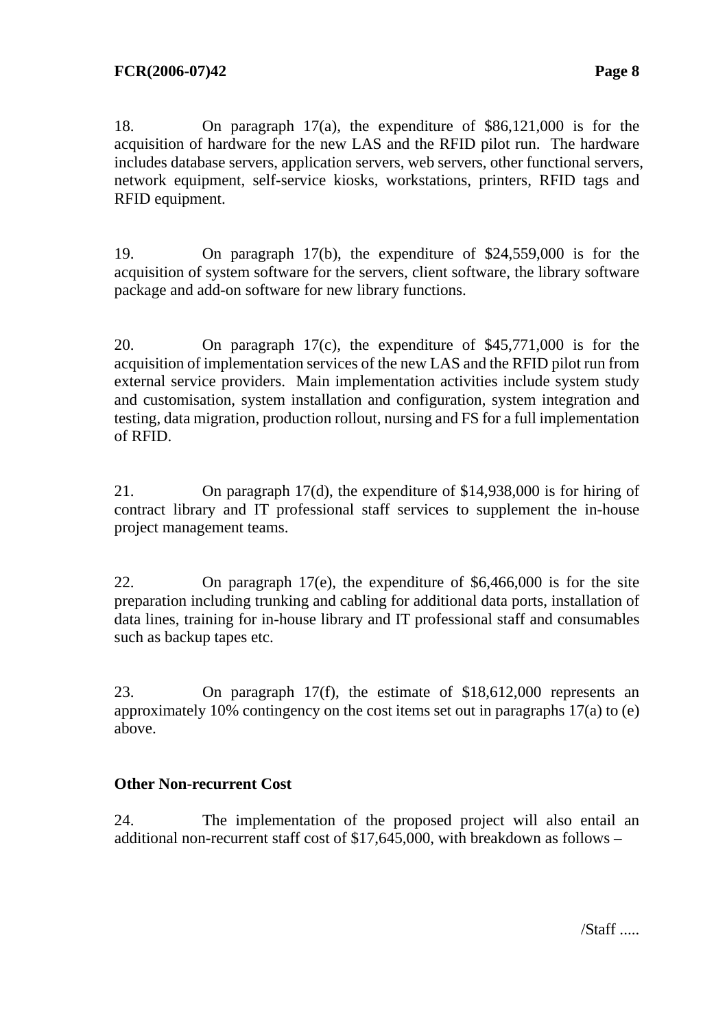18. On paragraph 17(a), the expenditure of $86,121,000 is for the acquisition of hardware for the new LAS and the RFID pilot run. The hardware includes database servers, application servers, web servers, other functional servers, network equipment, self-service kiosks, workstations, printers, RFID tags and RFID equipment.

19. On paragraph 17(b), the expenditure of $24,559,000 is for the acquisition of system software for the servers, client software, the library software package and add-on software for new library functions.

20. On paragraph 17(c), the expenditure of $45,771,000 is for the acquisition of implementation services of the new LAS and the RFID pilot run from external service providers. Main implementation activities include system study and customisation, system installation and configuration, system integration and testing, data migration, production rollout, nursing and FS for a full implementation of RFID.

21. On paragraph 17(d), the expenditure of $14,938,000 is for hiring of contract library and IT professional staff services to supplement the in-house project management teams.

22. On paragraph 17(e), the expenditure of $6,466,000 is for the site preparation including trunking and cabling for additional data ports, installation of data lines, training for in-house library and IT professional staff and consumables such as backup tapes etc.

23. On paragraph 17(f), the estimate of $18,612,000 represents an approximately 10% contingency on the cost items set out in paragraphs 17(a) to (e) above.

**Other Non-recurrent Cost**

24. The implementation of the proposed project will also entail an additional non-recurrent staff cost of $17,645,000, with breakdown as follows –

/Staff .....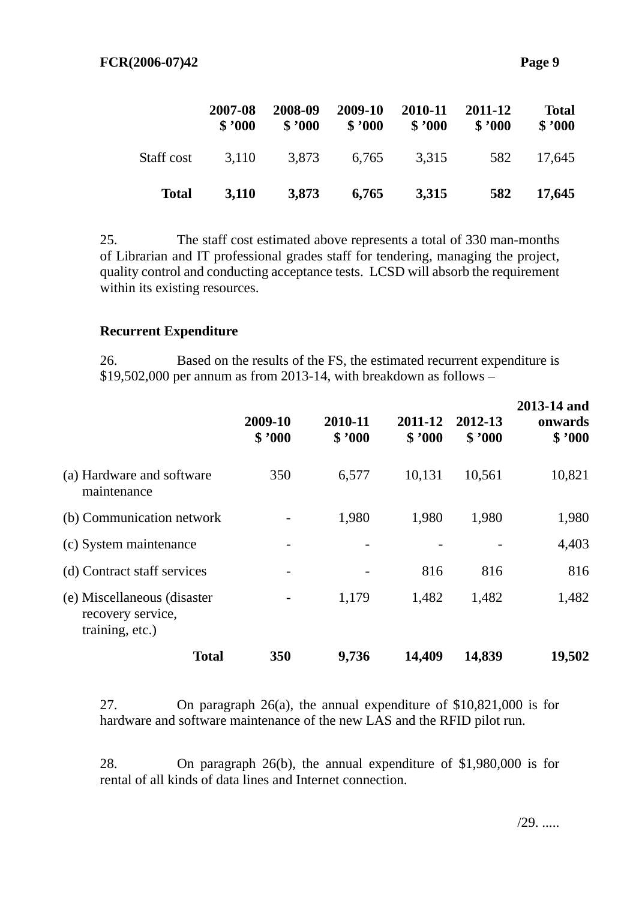| | 2007-08 $ '000 | 2008-09 $ '000 | 2009-10 $ '000 | 2010-11 $ '000 | 2011-12 $ '000 | Total $ '000 |
|---|---|---|---|---|---|---|
| Staff cost | 3,110 | 3,873 | 6,765 | 3,315 | 582 | 17,645 |
| **Total** | **3,110** | **3,873** | **6,765** | **3,315** | **582** | **17,645** |

25. The staff cost estimated above represents a total of 330 man-months of Librarian and IT professional grades staff for tendering, managing the project, quality control and conducting acceptance tests. LCSD will absorb the requirement within its existing resources.

**Recurrent Expenditure**

26. Based on the results of the FS, the estimated recurrent expenditure is $19,502,000 per annum as from 2013-14, with breakdown as follows –

| | 2009-10 $ '000 | 2010-11 $ '000 | 2011-12 $ '000 | 2012-13 $ '000 | 2013-14 and onwards $ '000 |
|---|---|---|---|---|---|
| (a) Hardware and software maintenance | 350 | 6,577 | 10,131 | 10,561 | 10,821 |
| (b) Communication network | - | 1,980 | 1,980 | 1,980 | 1,980 |
| (c) System maintenance | - | - | - | - | 4,403 |
| (d) Contract staff services | - | - | 816 | 816 | 816 |
| (e) Miscellaneous (disaster recovery service, training, etc.) | - | 1,179 | 1,482 | 1,482 | 1,482 |
| **Total** | **350** | **9,736** | **14,409** | **14,839** | **19,502** |

27. On paragraph 26(a), the annual expenditure of $10,821,000 is for hardware and software maintenance of the new LAS and the RFID pilot run.

28. On paragraph 26(b), the annual expenditure of $1,980,000 is for rental of all kinds of data lines and Internet connection.

/29. .....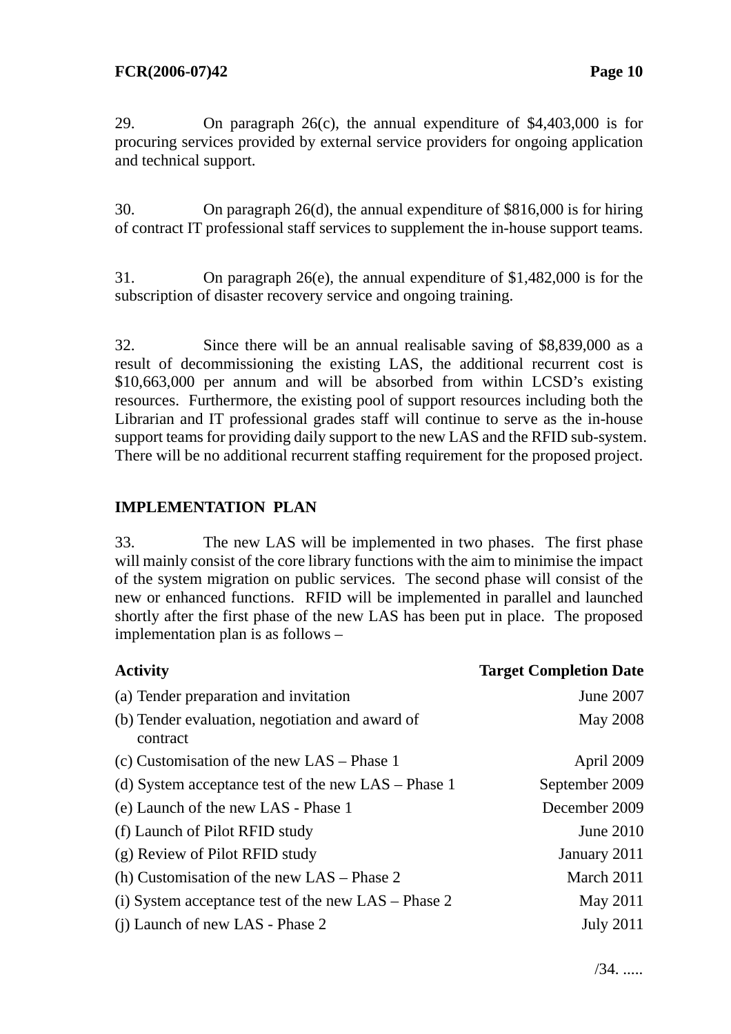29. On paragraph 26(c), the annual expenditure of $4,403,000 is for procuring services provided by external service providers for ongoing application and technical support.

30. On paragraph 26(d), the annual expenditure of $816,000 is for hiring of contract IT professional staff services to supplement the in-house support teams.

31. On paragraph 26(e), the annual expenditure of $1,482,000 is for the subscription of disaster recovery service and ongoing training.

32. Since there will be an annual realisable saving of $8,839,000 as a result of decommissioning the existing LAS, the additional recurrent cost is $10,663,000 per annum and will be absorbed from within LCSD's existing resources. Furthermore, the existing pool of support resources including both the Librarian and IT professional grades staff will continue to serve as the in-house support teams for providing daily support to the new LAS and the RFID sub-system. There will be no additional recurrent staffing requirement for the proposed project.

## IMPLEMENTATION PLAN

33. The new LAS will be implemented in two phases. The first phase will mainly consist of the core library functions with the aim to minimise the impact of the system migration on public services. The second phase will consist of the new or enhanced functions. RFID will be implemented in parallel and launched shortly after the first phase of the new LAS has been put in place. The proposed implementation plan is as follows –

| **Activity** | **Target Completion Date** |
|---|---|
| (a) Tender preparation and invitation | June 2007 |
| (b) Tender evaluation, negotiation and award of contract | May 2008 |
| (c) Customisation of the new LAS – Phase 1 | April 2009 |
| (d) System acceptance test of the new LAS – Phase 1 | September 2009 |
| (e) Launch of the new LAS - Phase 1 | December 2009 |
| (f) Launch of Pilot RFID study | June 2010 |
| (g) Review of Pilot RFID study | January 2011 |
| (h) Customisation of the new LAS – Phase 2 | March 2011 |
| (i) System acceptance test of the new LAS – Phase 2 | May 2011 |
| (j) Launch of new LAS - Phase 2 | July 2011 |

/34. .....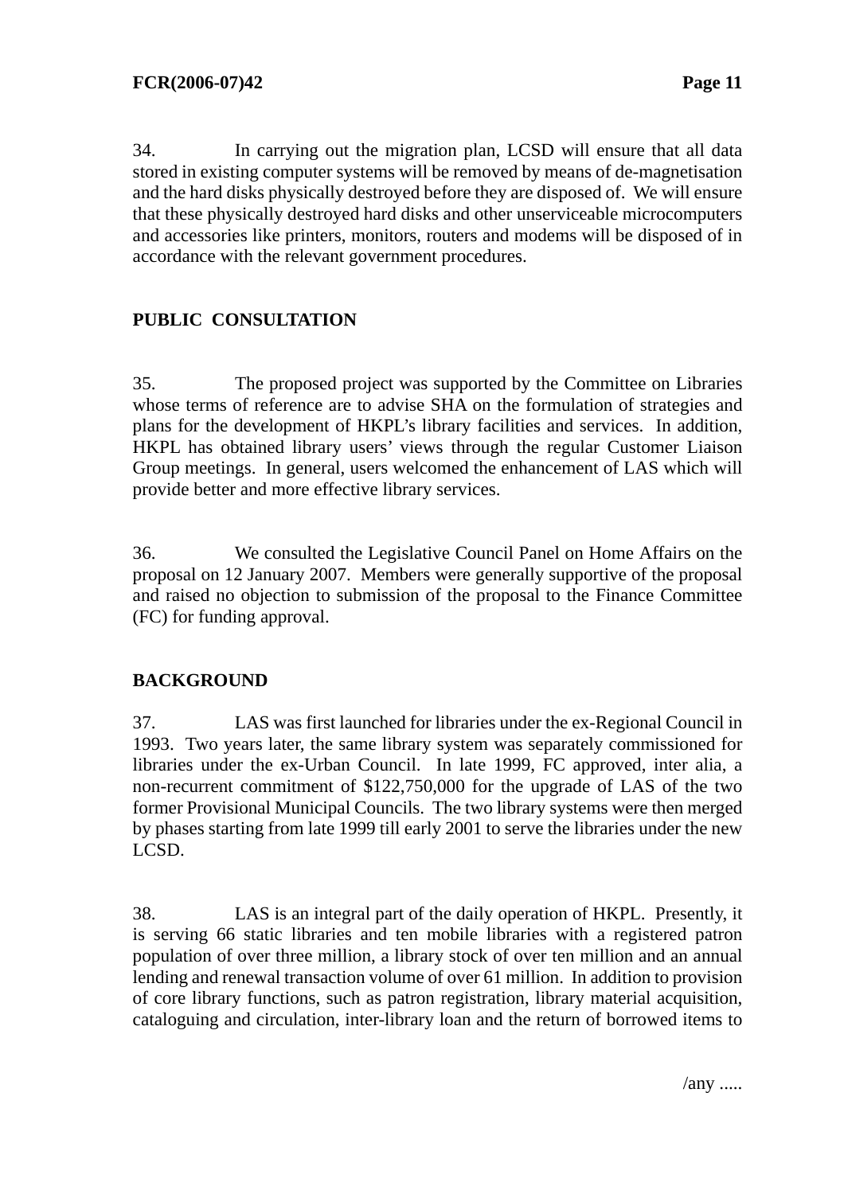34. In carrying out the migration plan, LCSD will ensure that all data stored in existing computer systems will be removed by means of de-magnetisation and the hard disks physically destroyed before they are disposed of. We will ensure that these physically destroyed hard disks and other unserviceable microcomputers and accessories like printers, monitors, routers and modems will be disposed of in accordance with the relevant government procedures.

## PUBLIC CONSULTATION

35. The proposed project was supported by the Committee on Libraries whose terms of reference are to advise SHA on the formulation of strategies and plans for the development of HKPL's library facilities and services. In addition, HKPL has obtained library users' views through the regular Customer Liaison Group meetings. In general, users welcomed the enhancement of LAS which will provide better and more effective library services.

36. We consulted the Legislative Council Panel on Home Affairs on the proposal on 12 January 2007. Members were generally supportive of the proposal and raised no objection to submission of the proposal to the Finance Committee (FC) for funding approval.

## BACKGROUND

37. LAS was first launched for libraries under the ex-Regional Council in 1993. Two years later, the same library system was separately commissioned for libraries under the ex-Urban Council. In late 1999, FC approved, inter alia, a non-recurrent commitment of $122,750,000 for the upgrade of LAS of the two former Provisional Municipal Councils. The two library systems were then merged by phases starting from late 1999 till early 2001 to serve the libraries under the new LCSD.

38. LAS is an integral part of the daily operation of HKPL. Presently, it is serving 66 static libraries and ten mobile libraries with a registered patron population of over three million, a library stock of over ten million and an annual lending and renewal transaction volume of over 61 million. In addition to provision of core library functions, such as patron registration, library material acquisition, cataloguing and circulation, inter-library loan and the return of borrowed items to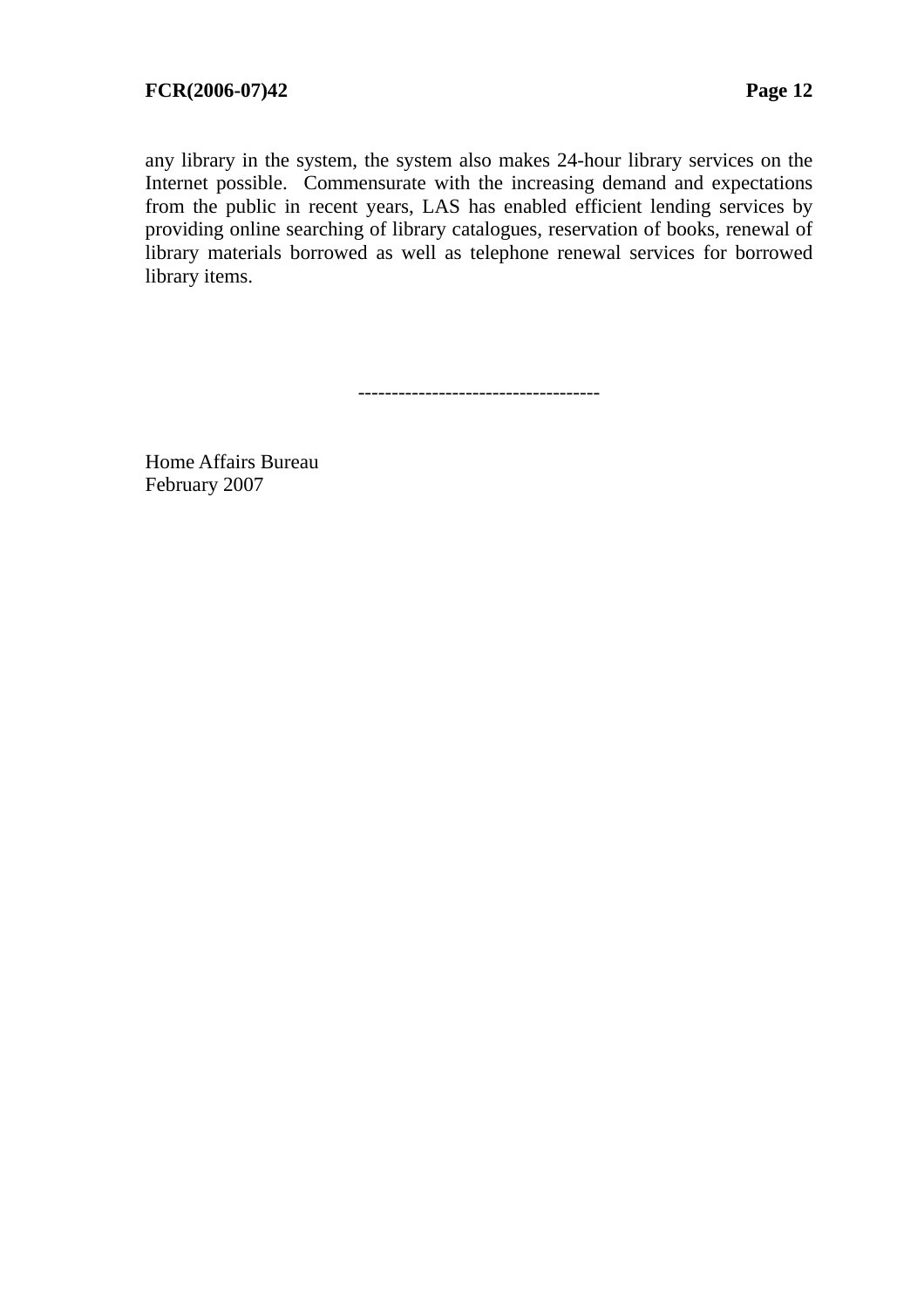any library in the system, the system also makes 24-hour library services on the Internet possible. Commensurate with the increasing demand and expectations from the public in recent years, LAS has enabled efficient lending services by providing online searching of library catalogues, reservation of books, renewal of library materials borrowed as well as telephone renewal services for borrowed library items.

-----------------------------------

Home Affairs Bureau
February 2007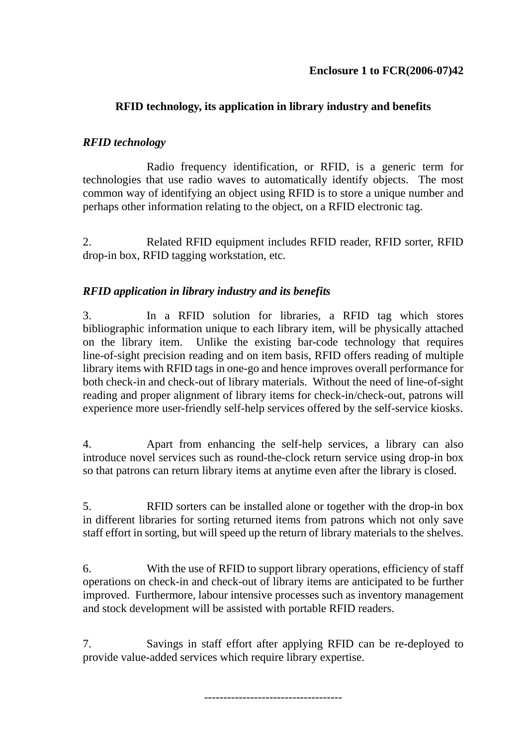**Enclosure 1 to FCR(2006-07)42**

## RFID technology, its application in library industry and benefits

### *RFID technology*

Radio frequency identification, or RFID, is a generic term for technologies that use radio waves to automatically identify objects. The most common way of identifying an object using RFID is to store a unique number and perhaps other information relating to the object, on a RFID electronic tag.

2. Related RFID equipment includes RFID reader, RFID sorter, RFID drop-in box, RFID tagging workstation, etc.

### *RFID application in library industry and its benefits*

3. In a RFID solution for libraries, a RFID tag which stores bibliographic information unique to each library item, will be physically attached on the library item. Unlike the existing bar-code technology that requires line-of-sight precision reading and on item basis, RFID offers reading of multiple library items with RFID tags in one-go and hence improves overall performance for both check-in and check-out of library materials. Without the need of line-of-sight reading and proper alignment of library items for check-in/check-out, patrons will experience more user-friendly self-help services offered by the self-service kiosks.

4. Apart from enhancing the self-help services, a library can also introduce novel services such as round-the-clock return service using drop-in box so that patrons can return library items at anytime even after the library is closed.

5. RFID sorters can be installed alone or together with the drop-in box in different libraries for sorting returned items from patrons which not only save staff effort in sorting, but will speed up the return of library materials to the shelves.

6. With the use of RFID to support library operations, efficiency of staff operations on check-in and check-out of library items are anticipated to be further improved. Furthermore, labour intensive processes such as inventory management and stock development will be assisted with portable RFID readers.

7. Savings in staff effort after applying RFID can be re-deployed to provide value-added services which require library expertise.

-----------------------------------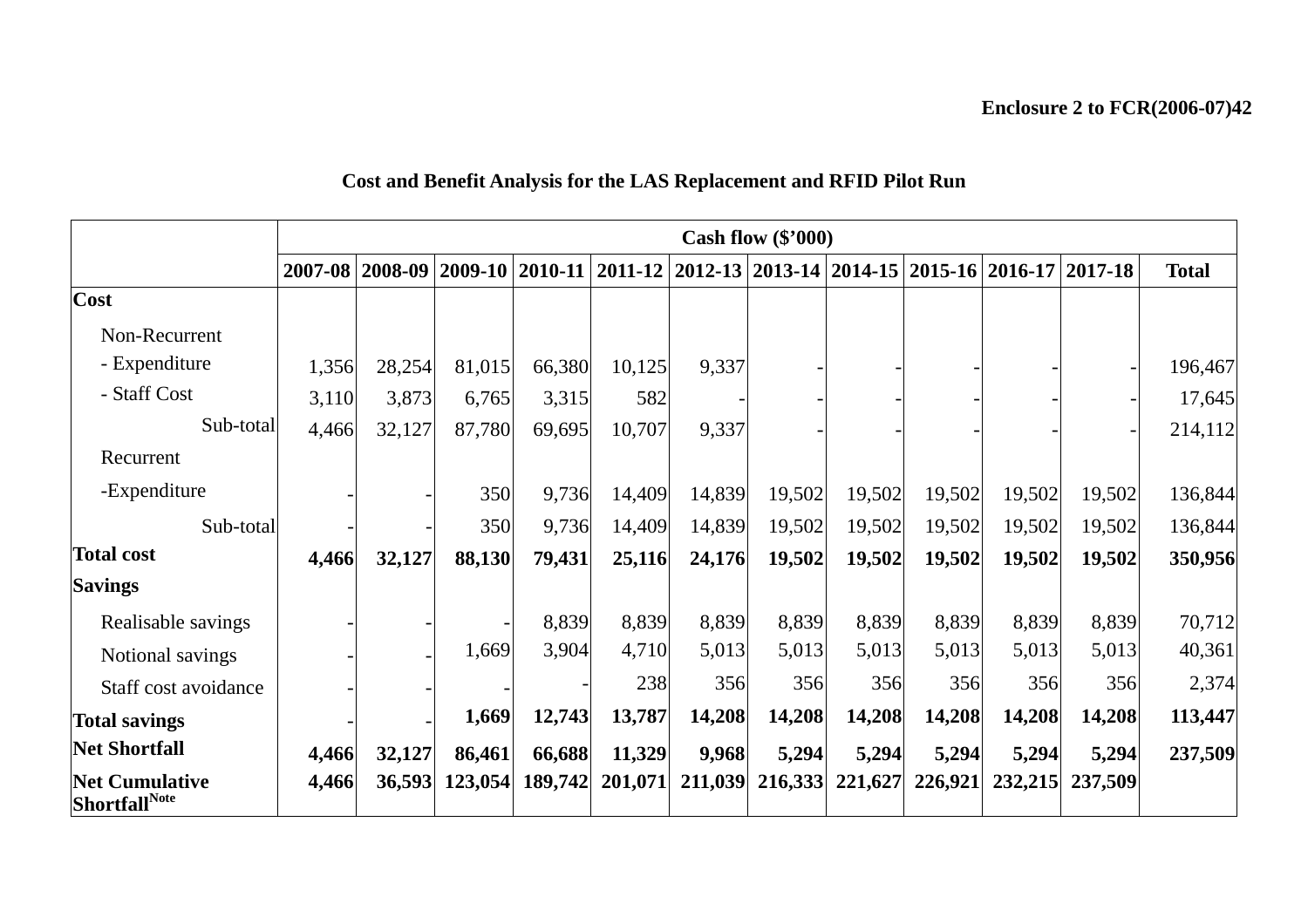**Enclosure 2 to FCR(2006-07)42**

**Cost and Benefit Analysis for the LAS Replacement and RFID Pilot Run**

| | **Cash flow ($'000)** | | | | | | | | | | | |
|---|---|---|---|---|---|---|---|---|---|---|---|---|
| | **2007-08** | **2008-09** | **2009-10** | **2010-11** | **2011-12** | **2012-13** | **2013-14** | **2014-15** | **2015-16** | **2016-17** | **2017-18** | **Total** |
| **Cost** | | | | | | | | | | | | |
| Non-Recurrent | | | | | | | | | | | | |
| - Expenditure | 1,356 | 28,254 | 81,015 | 66,380 | 10,125 | 9,337 | - | - | - | - | - | 196,467 |
| - Staff Cost | 3,110 | 3,873 | 6,765 | 3,315 | 582 | - | - | - | - | - | - | 17,645 |
| Sub-total | 4,466 | 32,127 | 87,780 | 69,695 | 10,707 | 9,337 | - | - | - | - | - | 214,112 |
| Recurrent | | | | | | | | | | | | |
| -Expenditure | - | - | 350 | 9,736 | 14,409 | 14,839 | 19,502 | 19,502 | 19,502 | 19,502 | 19,502 | 136,844 |
| Sub-total | - | - | 350 | 9,736 | 14,409 | 14,839 | 19,502 | 19,502 | 19,502 | 19,502 | 19,502 | 136,844 |
| **Total cost** | **4,466** | **32,127** | **88,130** | **79,431** | **25,116** | **24,176** | **19,502** | **19,502** | **19,502** | **19,502** | **19,502** | **350,956** |
| **Savings** | | | | | | | | | | | | |
| Realisable savings | - | - | - | 8,839 | 8,839 | 8,839 | 8,839 | 8,839 | 8,839 | 8,839 | 8,839 | 70,712 |
| Notional savings | - | - | 1,669 | 3,904 | 4,710 | 5,013 | 5,013 | 5,013 | 5,013 | 5,013 | 5,013 | 40,361 |
| Staff cost avoidance | - | - | - | - | 238 | 356 | 356 | 356 | 356 | 356 | 356 | 2,374 |
| **Total savings** | - | - | **1,669** | **12,743** | **13,787** | **14,208** | **14,208** | **14,208** | **14,208** | **14,208** | **14,208** | **113,447** |
| **Net Shortfall** | **4,466** | **32,127** | **86,461** | **66,688** | **11,329** | **9,968** | **5,294** | **5,294** | **5,294** | **5,294** | **5,294** | **237,509** |
| **Net Cumulative Shortfall**[Note] | **4,466** | **36,593** | **123,054** | **189,742** | **201,071** | **211,039** | **216,333** | **221,627** | **226,921** | **232,215** | **237,509** | |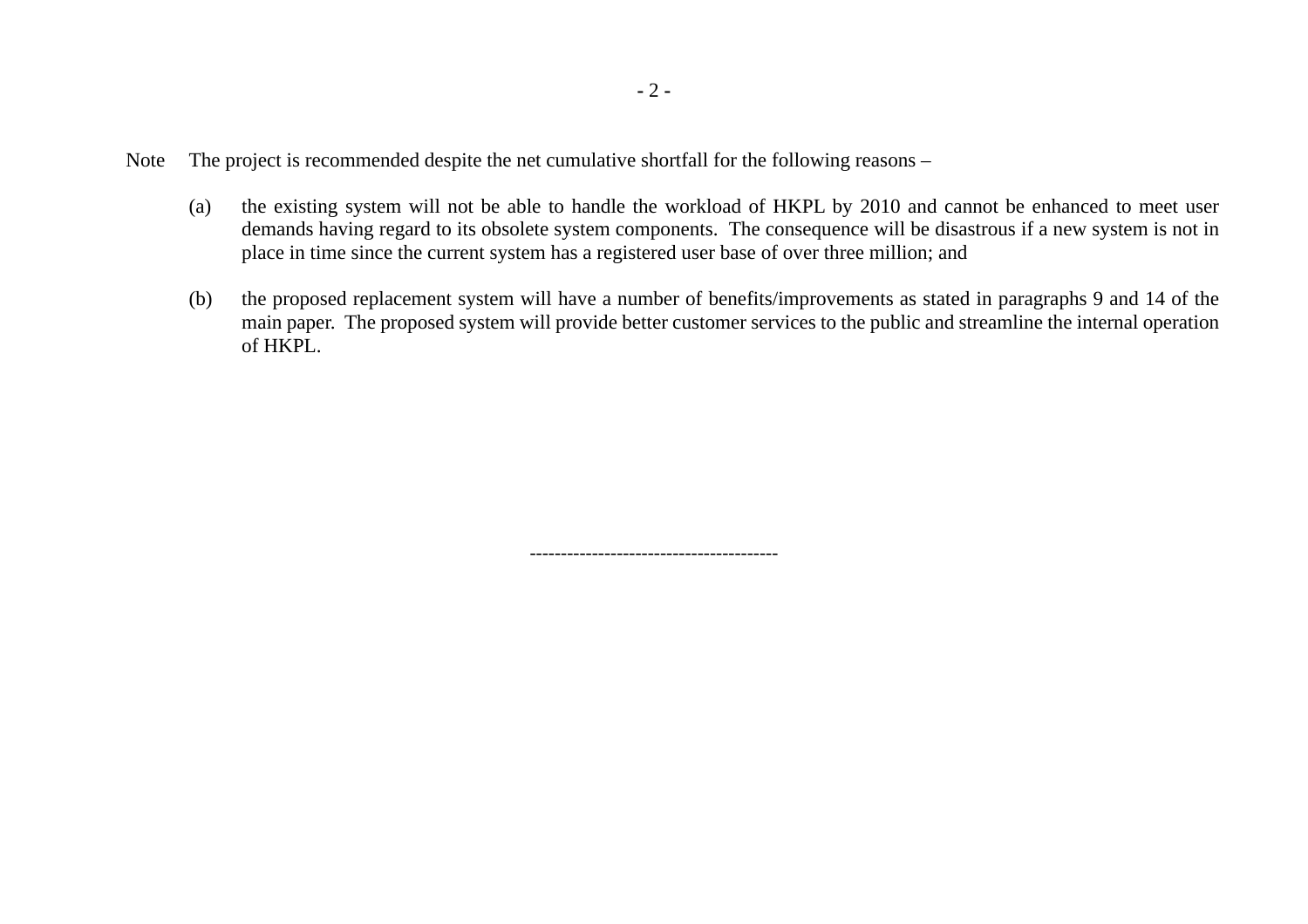Note The project is recommended despite the net cumulative shortfall for the following reasons –

(a) the existing system will not be able to handle the workload of HKPL by 2010 and cannot be enhanced to meet user demands having regard to its obsolete system components. The consequence will be disastrous if a new system is not in place in time since the current system has a registered user base of over three million; and

(b) the proposed replacement system will have a number of benefits/improvements as stated in paragraphs 9 and 14 of the main paper. The proposed system will provide better customer services to the public and streamline the internal operation of HKPL.

---------------------------------------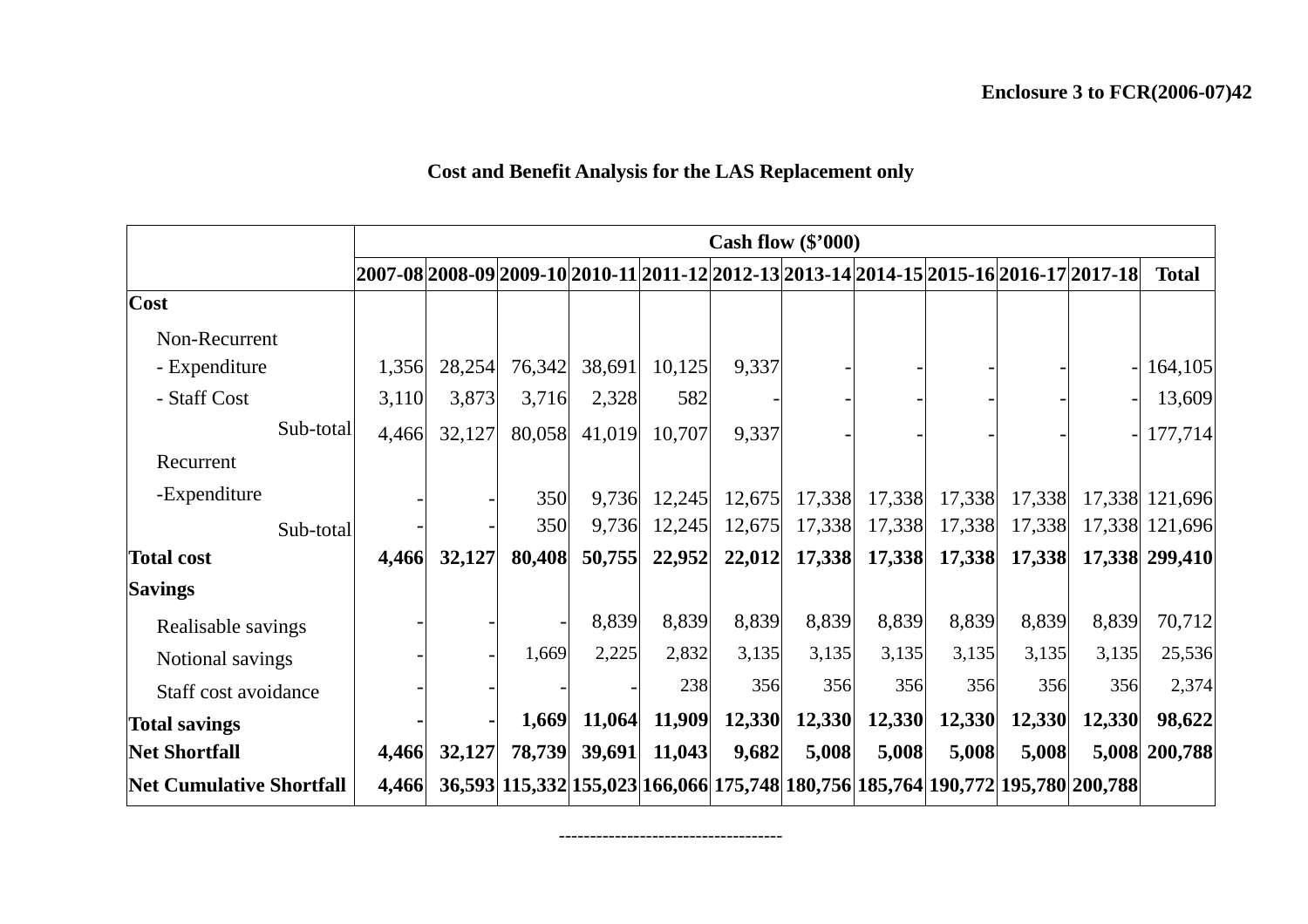**Enclosure 3 to FCR(2006-07)42**

## Cost and Benefit Analysis for the LAS Replacement only

| | Cash flow ($'000) | | | | | | | | | | | |
|---|---|---|---|---|---|---|---|---|---|---|---|---|
| | **2007-08** | **2008-09** | **2009-10** | **2010-11** | **2011-12** | **2012-13** | **2013-14** | **2014-15** | **2015-16** | **2016-17** | **2017-18** | **Total** |
| **Cost** | | | | | | | | | | | | |
| Non-Recurrent | | | | | | | | | | | | |
| - Expenditure | 1,356 | 28,254 | 76,342 | 38,691 | 10,125 | 9,337 | - | - | - | - | - | 164,105 |
| - Staff Cost | 3,110 | 3,873 | 3,716 | 2,328 | 582 | - | - | - | - | - | - | 13,609 |
| Sub-total | 4,466 | 32,127 | 80,058 | 41,019 | 10,707 | 9,337 | - | - | - | - | - | 177,714 |
| Recurrent | | | | | | | | | | | | |
| -Expenditure | - | - | 350 | 9,736 | 12,245 | 12,675 | 17,338 | 17,338 | 17,338 | 17,338 | 17,338 | 121,696 |
| Sub-total | - | - | 350 | 9,736 | 12,245 | 12,675 | 17,338 | 17,338 | 17,338 | 17,338 | 17,338 | 121,696 |
| **Total cost** | **4,466** | **32,127** | **80,408** | **50,755** | **22,952** | **22,012** | **17,338** | **17,338** | **17,338** | **17,338** | **17,338** | **299,410** |
| **Savings** | | | | | | | | | | | | |
| Realisable savings | - | - | - | 8,839 | 8,839 | 8,839 | 8,839 | 8,839 | 8,839 | 8,839 | 8,839 | 70,712 |
| Notional savings | - | - | 1,669 | 2,225 | 2,832 | 3,135 | 3,135 | 3,135 | 3,135 | 3,135 | 3,135 | 25,536 |
| Staff cost avoidance | - | - | - | - | 238 | 356 | 356 | 356 | 356 | 356 | 356 | 2,374 |
| **Total savings** | **-** | **-** | **1,669** | **11,064** | **11,909** | **12,330** | **12,330** | **12,330** | **12,330** | **12,330** | **12,330** | **98,622** |
| **Net Shortfall** | **4,466** | **32,127** | **78,739** | **39,691** | **11,043** | **9,682** | **5,008** | **5,008** | **5,008** | **5,008** | **5,008** | **200,788** |
| **Net Cumulative Shortfall** | **4,466** | **36,593** | **115,332** | **155,023** | **166,066** | **175,748** | **180,756** | **185,764** | **190,772** | **195,780** | **200,788** | |

-----------------------------------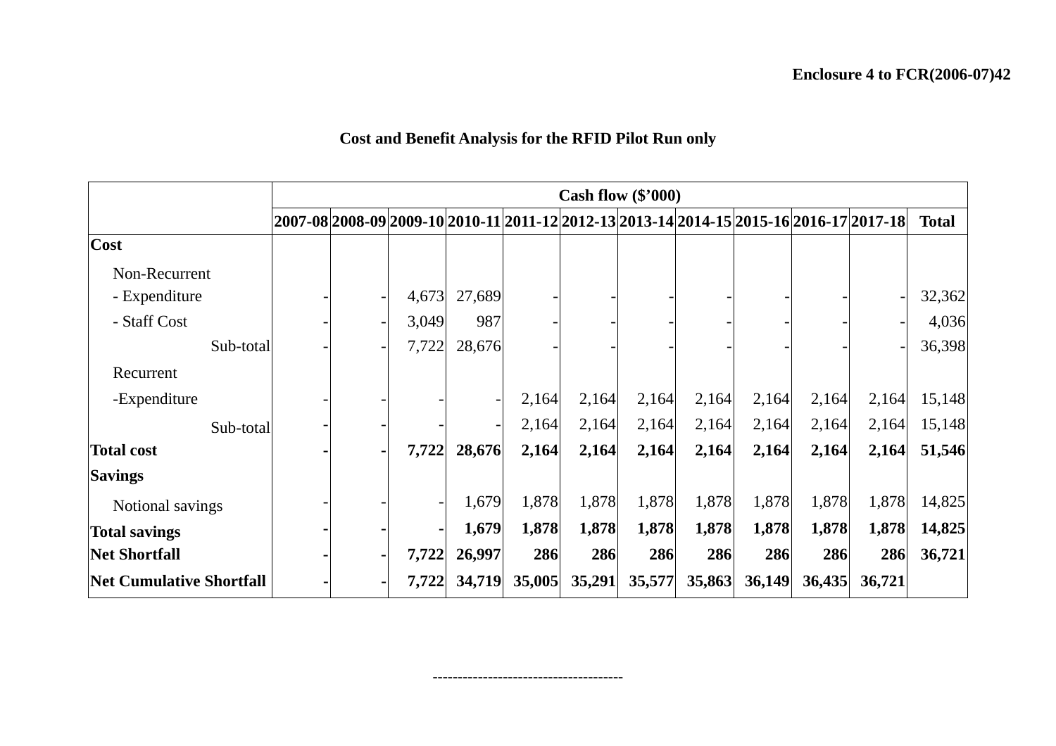**Enclosure 4 to FCR(2006-07)42**

**Cost and Benefit Analysis for the RFID Pilot Run only**

| | Cash flow ($'000) | | | | | | | | | | | |
|---|---|---|---|---|---|---|---|---|---|---|---|---|
| | 2007-08 | 2008-09 | 2009-10 | 2010-11 | 2011-12 | 2012-13 | 2013-14 | 2014-15 | 2015-16 | 2016-17 | 2017-18 | Total |
| **Cost** | | | | | | | | | | | | |
| Non-Recurrent | | | | | | | | | | | | |
| - Expenditure | - | - | 4,673 | 27,689 | - | - | - | - | - | - | - | 32,362 |
| - Staff Cost | - | - | 3,049 | 987 | - | - | - | - | - | - | - | 4,036 |
| Sub-total | - | - | 7,722 | 28,676 | - | - | - | - | - | - | - | 36,398 |
| Recurrent | | | | | | | | | | | | |
| -Expenditure | - | - | - | - | 2,164 | 2,164 | 2,164 | 2,164 | 2,164 | 2,164 | 2,164 | 15,148 |
| Sub-total | - | - | - | - | 2,164 | 2,164 | 2,164 | 2,164 | 2,164 | 2,164 | 2,164 | 15,148 |
| **Total cost** | **-** | **-** | **7,722** | **28,676** | **2,164** | **2,164** | **2,164** | **2,164** | **2,164** | **2,164** | **2,164** | **51,546** |
| **Savings** | | | | | | | | | | | | |
| Notional savings | - | - | - | 1,679 | 1,878 | 1,878 | 1,878 | 1,878 | 1,878 | 1,878 | 1,878 | 14,825 |
| **Total savings** | **-** | **-** | **-** | **1,679** | **1,878** | **1,878** | **1,878** | **1,878** | **1,878** | **1,878** | **1,878** | **14,825** |
| **Net Shortfall** | **-** | **-** | **7,722** | **26,997** | **286** | **286** | **286** | **286** | **286** | **286** | **286** | **36,721** |
| **Net Cumulative Shortfall** | **-** | **-** | **7,722** | **34,719** | **35,005** | **35,291** | **35,577** | **35,863** | **36,149** | **36,435** | **36,721** | |

-------------------------------------